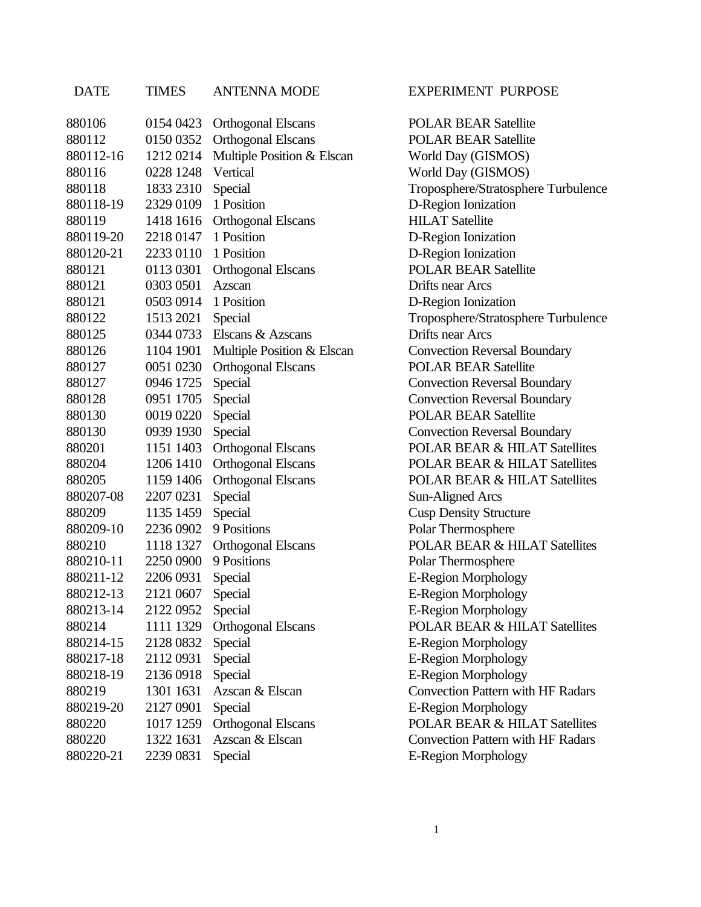| DATE | TIMES | ANTENNA MODE | EXPERIMENT PURPOSE |
|---|---|---|---|
| 880106 | 0154 0423 | Orthogonal Elscans | POLAR BEAR Satellite |
| 880112 | 0150 0352 | Orthogonal Elscans | POLAR BEAR Satellite |
| 880112-16 | 1212 0214 | Multiple Position & Elscan | World Day (GISMOS) |
| 880116 | 0228 1248 | Vertical | World Day (GISMOS) |
| 880118 | 1833 2310 | Special | Troposphere/Stratosphere Turbulence |
| 880118-19 | 2329 0109 | 1 Position | D-Region Ionization |
| 880119 | 1418 1616 | Orthogonal Elscans | HILAT Satellite |
| 880119-20 | 2218 0147 | 1 Position | D-Region Ionization |
| 880120-21 | 2233 0110 | 1 Position | D-Region Ionization |
| 880121 | 0113 0301 | Orthogonal Elscans | POLAR BEAR Satellite |
| 880121 | 0303 0501 | Azscan | Drifts near Arcs |
| 880121 | 0503 0914 | 1 Position | D-Region Ionization |
| 880122 | 1513 2021 | Special | Troposphere/Stratosphere Turbulence |
| 880125 | 0344 0733 | Elscans & Azscans | Drifts near Arcs |
| 880126 | 1104 1901 | Multiple Position & Elscan | Convection Reversal Boundary |
| 880127 | 0051 0230 | Orthogonal Elscans | POLAR BEAR Satellite |
| 880127 | 0946 1725 | Special | Convection Reversal Boundary |
| 880128 | 0951 1705 | Special | Convection Reversal Boundary |
| 880130 | 0019 0220 | Special | POLAR BEAR Satellite |
| 880130 | 0939 1930 | Special | Convection Reversal Boundary |
| 880201 | 1151 1403 | Orthogonal Elscans | POLAR BEAR & HILAT Satellites |
| 880204 | 1206 1410 | Orthogonal Elscans | POLAR BEAR & HILAT Satellites |
| 880205 | 1159 1406 | Orthogonal Elscans | POLAR BEAR & HILAT Satellites |
| 880207-08 | 2207 0231 | Special | Sun-Aligned Arcs |
| 880209 | 1135 1459 | Special | Cusp Density Structure |
| 880209-10 | 2236 0902 | 9 Positions | Polar Thermosphere |
| 880210 | 1118 1327 | Orthogonal Elscans | POLAR BEAR & HILAT Satellites |
| 880210-11 | 2250 0900 | 9 Positions | Polar Thermosphere |
| 880211-12 | 2206 0931 | Special | E-Region Morphology |
| 880212-13 | 2121 0607 | Special | E-Region Morphology |
| 880213-14 | 2122 0952 | Special | E-Region Morphology |
| 880214 | 1111 1329 | Orthogonal Elscans | POLAR BEAR & HILAT Satellites |
| 880214-15 | 2128 0832 | Special | E-Region Morphology |
| 880217-18 | 2112 0931 | Special | E-Region Morphology |
| 880218-19 | 2136 0918 | Special | E-Region Morphology |
| 880219 | 1301 1631 | Azscan & Elscan | Convection Pattern with HF Radars |
| 880219-20 | 2127 0901 | Special | E-Region Morphology |
| 880220 | 1017 1259 | Orthogonal Elscans | POLAR BEAR & HILAT Satellites |
| 880220 | 1322 1631 | Azscan & Elscan | Convection Pattern with HF Radars |
| 880220-21 | 2239 0831 | Special | E-Region Morphology |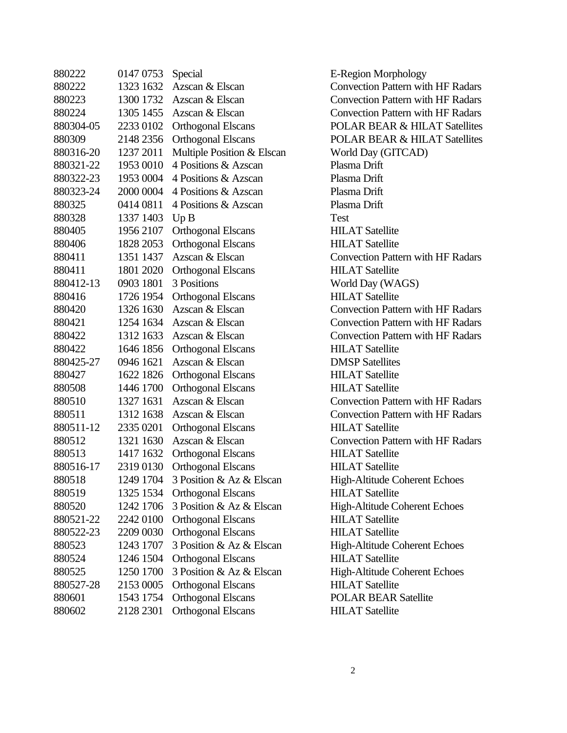| | | | |
|---|---|---|---|
| 880222 | 0147 0753 | Special | E-Region Morphology |
| 880222 | 1323 1632 | Azscan & Elscan | Convection Pattern with HF Radars |
| 880223 | 1300 1732 | Azscan & Elscan | Convection Pattern with HF Radars |
| 880224 | 1305 1455 | Azscan & Elscan | Convection Pattern with HF Radars |
| 880304-05 | 2233 0102 | Orthogonal Elscans | POLAR BEAR & HILAT Satellites |
| 880309 | 2148 2356 | Orthogonal Elscans | POLAR BEAR & HILAT Satellites |
| 880316-20 | 1237 2011 | Multiple Position & Elscan | World Day (GITCAD) |
| 880321-22 | 1953 0010 | 4 Positions & Azszcan | Plasma Drift |
| 880322-23 | 1953 0004 | 4 Positions & Azszcan | Plasma Drift |
| 880323-24 | 2000 0004 | 4 Positions & Azszcan | Plasma Drift |
| 880325 | 0414 0811 | 4 Positions & Azszcan | Plasma Drift |
| 880328 | 1337 1403 | Up B | Test |
| 880405 | 1956 2107 | Orthogonal Elscans | HILAT Satellite |
| 880406 | 1828 2053 | Orthogonal Elscans | HILAT Satellite |
| 880411 | 1351 1437 | Azscan & Elscan | Convection Pattern with HF Radars |
| 880411 | 1801 2020 | Orthogonal Elscans | HILAT Satellite |
| 880412-13 | 0903 1801 | 3 Positions | World Day (WAGS) |
| 880416 | 1726 1954 | Orthogonal Elscans | HILAT Satellite |
| 880420 | 1326 1630 | Azscan & Elscan | Convection Pattern with HF Radars |
| 880421 | 1254 1634 | Azscan & Elscan | Convection Pattern with HF Radars |
| 880422 | 1312 1633 | Azscan & Elscan | Convection Pattern with HF Radars |
| 880422 | 1646 1856 | Orthogonal Elscans | HILAT Satellite |
| 880425-27 | 0946 1621 | Azscan & Elscan | DMSP Satellites |
| 880427 | 1622 1826 | Orthogonal Elscans | HILAT Satellite |
| 880508 | 1446 1700 | Orthogonal Elscans | HILAT Satellite |
| 880510 | 1327 1631 | Azscan & Elscan | Convection Pattern with HF Radars |
| 880511 | 1312 1638 | Azscan & Elscan | Convection Pattern with HF Radars |
| 880511-12 | 2335 0201 | Orthogonal Elscans | HILAT Satellite |
| 880512 | 1321 1630 | Azscan & Elscan | Convection Pattern with HF Radars |
| 880513 | 1417 1632 | Orthogonal Elscans | HILAT Satellite |
| 880516-17 | 2319 0130 | Orthogonal Elscans | HILAT Satellite |
| 880518 | 1249 1704 | 3 Position & Az & Elscan | High-Altitude Coherent Echoes |
| 880519 | 1325 1534 | Orthogonal Elscans | HILAT Satellite |
| 880520 | 1242 1706 | 3 Position & Az & Elscan | High-Altitude Coherent Echoes |
| 880521-22 | 2242 0100 | Orthogonal Elscans | HILAT Satellite |
| 880522-23 | 2209 0030 | Orthogonal Elscans | HILAT Satellite |
| 880523 | 1243 1707 | 3 Position & Az & Elscan | High-Altitude Coherent Echoes |
| 880524 | 1246 1504 | Orthogonal Elscans | HILAT Satellite |
| 880525 | 1250 1700 | 3 Position & Az & Elscan | High-Altitude Coherent Echoes |
| 880527-28 | 2153 0005 | Orthogonal Elscans | HILAT Satellite |
| 880601 | 1543 1754 | Orthogonal Elscans | POLAR BEAR Satellite |
| 880602 | 2128 2301 | Orthogonal Elscans | HILAT Satellite |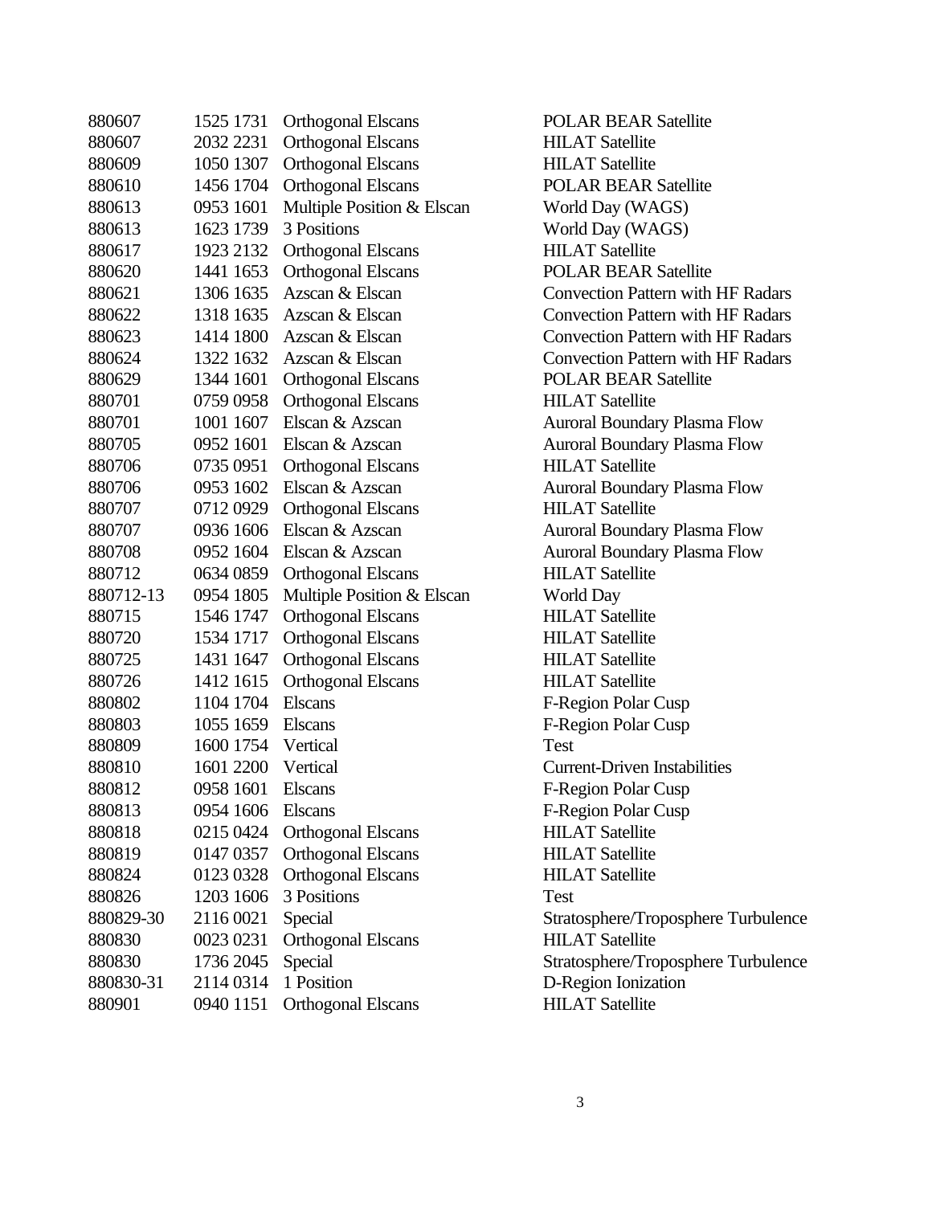| | | | |
|---|---|---|---|
| 880607 | 1525 1731 | Orthogonal Elscans | POLAR BEAR Satellite |
| 880607 | 2032 2231 | Orthogonal Elscans | HILAT Satellite |
| 880609 | 1050 1307 | Orthogonal Elscans | HILAT Satellite |
| 880610 | 1456 1704 | Orthogonal Elscans | POLAR BEAR Satellite |
| 880613 | 0953 1601 | Multiple Position & Elscan | World Day (WAGS) |
| 880613 | 1623 1739 | 3 Positions | World Day (WAGS) |
| 880617 | 1923 2132 | Orthogonal Elscans | HILAT Satellite |
| 880620 | 1441 1653 | Orthogonal Elscans | POLAR BEAR Satellite |
| 880621 | 1306 1635 | Azscan & Elscan | Convection Pattern with HF Radars |
| 880622 | 1318 1635 | Azscan & Elscan | Convection Pattern with HF Radars |
| 880623 | 1414 1800 | Azscan & Elscan | Convection Pattern with HF Radars |
| 880624 | 1322 1632 | Azscan & Elscan | Convection Pattern with HF Radars |
| 880629 | 1344 1601 | Orthogonal Elscans | POLAR BEAR Satellite |
| 880701 | 0759 0958 | Orthogonal Elscans | HILAT Satellite |
| 880701 | 1001 1607 | Elscan & Azscan | Auroral Boundary Plasma Flow |
| 880705 | 0952 1601 | Elscan & Azscan | Auroral Boundary Plasma Flow |
| 880706 | 0735 0951 | Orthogonal Elscans | HILAT Satellite |
| 880706 | 0953 1602 | Elscan & Azscan | Auroral Boundary Plasma Flow |
| 880707 | 0712 0929 | Orthogonal Elscans | HILAT Satellite |
| 880707 | 0936 1606 | Elscan & Azscan | Auroral Boundary Plasma Flow |
| 880708 | 0952 1604 | Elscan & Azscan | Auroral Boundary Plasma Flow |
| 880712 | 0634 0859 | Orthogonal Elscans | HILAT Satellite |
| 880712-13 | 0954 1805 | Multiple Position & Elscan | World Day |
| 880715 | 1546 1747 | Orthogonal Elscans | HILAT Satellite |
| 880720 | 1534 1717 | Orthogonal Elscans | HILAT Satellite |
| 880725 | 1431 1647 | Orthogonal Elscans | HILAT Satellite |
| 880726 | 1412 1615 | Orthogonal Elscans | HILAT Satellite |
| 880802 | 1104 1704 | Elscans | F-Region Polar Cusp |
| 880803 | 1055 1659 | Elscans | F-Region Polar Cusp |
| 880809 | 1600 1754 | Vertical | Test |
| 880810 | 1601 2200 | Vertical | Current-Driven Instabilities |
| 880812 | 0958 1601 | Elscans | F-Region Polar Cusp |
| 880813 | 0954 1606 | Elscans | F-Region Polar Cusp |
| 880818 | 0215 0424 | Orthogonal Elscans | HILAT Satellite |
| 880819 | 0147 0357 | Orthogonal Elscans | HILAT Satellite |
| 880824 | 0123 0328 | Orthogonal Elscans | HILAT Satellite |
| 880826 | 1203 1606 | 3 Positions | Test |
| 880829-30 | 2116 0021 | Special | Stratosphere/Troposphere Turbulence |
| 880830 | 0023 0231 | Orthogonal Elscans | HILAT Satellite |
| 880830 | 1736 2045 | Special | Stratosphere/Troposphere Turbulence |
| 880830-31 | 2114 0314 | 1 Position | D-Region Ionization |
| 880901 | 0940 1151 | Orthogonal Elscans | HILAT Satellite |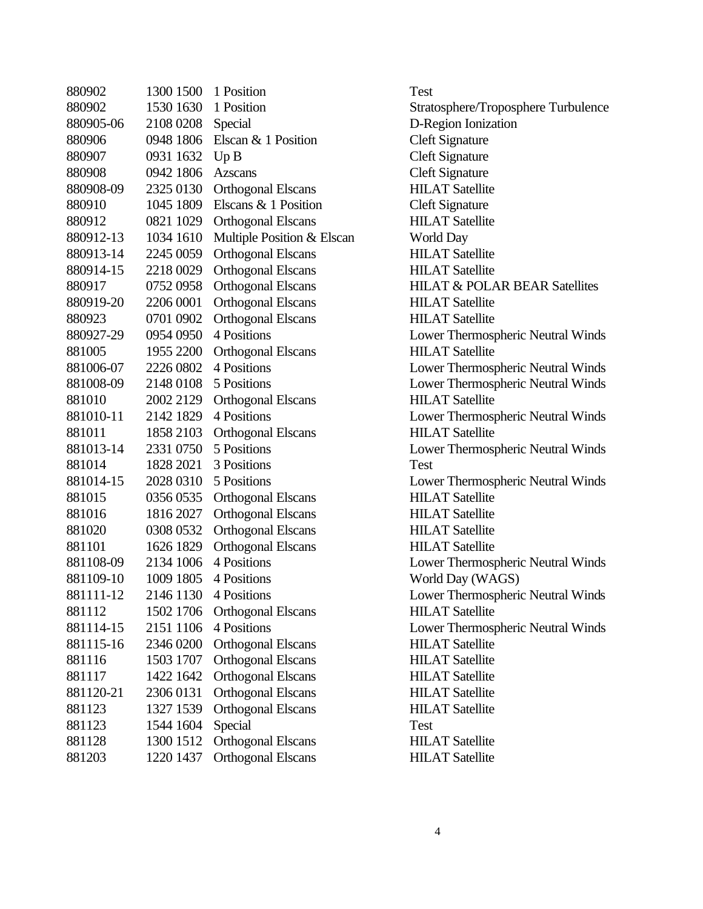| | | | |
|---|---|---|---|
| 880902 | 1300 1500 | 1 Position | Test |
| 880902 | 1530 1630 | 1 Position | Stratosphere/Troposphere Turbulence |
| 880905-06 | 2108 0208 | Special | D-Region Ionization |
| 880906 | 0948 1806 | Elscan & 1 Position | Cleft Signature |
| 880907 | 0931 1632 | Up B | Cleft Signature |
| 880908 | 0942 1806 | Azscans | Cleft Signature |
| 880908-09 | 2325 0130 | Orthogonal Elscans | HILAT Satellite |
| 880910 | 1045 1809 | Elscans & 1 Position | Cleft Signature |
| 880912 | 0821 1029 | Orthogonal Elscans | HILAT Satellite |
| 880912-13 | 1034 1610 | Multiple Position & Elscan | World Day |
| 880913-14 | 2245 0059 | Orthogonal Elscans | HILAT Satellite |
| 880914-15 | 2218 0029 | Orthogonal Elscans | HILAT Satellite |
| 880917 | 0752 0958 | Orthogonal Elscans | HILAT & POLAR BEAR Satellites |
| 880919-20 | 2206 0001 | Orthogonal Elscans | HILAT Satellite |
| 880923 | 0701 0902 | Orthogonal Elscans | HILAT Satellite |
| 880927-29 | 0954 0950 | 4 Positions | Lower Thermospheric Neutral Winds |
| 881005 | 1955 2200 | Orthogonal Elscans | HILAT Satellite |
| 881006-07 | 2226 0802 | 4 Positions | Lower Thermospheric Neutral Winds |
| 881008-09 | 2148 0108 | 5 Positions | Lower Thermospheric Neutral Winds |
| 881010 | 2002 2129 | Orthogonal Elscans | HILAT Satellite |
| 881010-11 | 2142 1829 | 4 Positions | Lower Thermospheric Neutral Winds |
| 881011 | 1858 2103 | Orthogonal Elscans | HILAT Satellite |
| 881013-14 | 2331 0750 | 5 Positions | Lower Thermospheric Neutral Winds |
| 881014 | 1828 2021 | 3 Positions | Test |
| 881014-15 | 2028 0310 | 5 Positions | Lower Thermospheric Neutral Winds |
| 881015 | 0356 0535 | Orthogonal Elscans | HILAT Satellite |
| 881016 | 1816 2027 | Orthogonal Elscans | HILAT Satellite |
| 881020 | 0308 0532 | Orthogonal Elscans | HILAT Satellite |
| 881101 | 1626 1829 | Orthogonal Elscans | HILAT Satellite |
| 881108-09 | 2134 1006 | 4 Positions | Lower Thermospheric Neutral Winds |
| 881109-10 | 1009 1805 | 4 Positions | World Day (WAGS) |
| 881111-12 | 2146 1130 | 4 Positions | Lower Thermospheric Neutral Winds |
| 881112 | 1502 1706 | Orthogonal Elscans | HILAT Satellite |
| 881114-15 | 2151 1106 | 4 Positions | Lower Thermospheric Neutral Winds |
| 881115-16 | 2346 0200 | Orthogonal Elscans | HILAT Satellite |
| 881116 | 1503 1707 | Orthogonal Elscans | HILAT Satellite |
| 881117 | 1422 1642 | Orthogonal Elscans | HILAT Satellite |
| 881120-21 | 2306 0131 | Orthogonal Elscans | HILAT Satellite |
| 881123 | 1327 1539 | Orthogonal Elscans | HILAT Satellite |
| 881123 | 1544 1604 | Special | Test |
| 881128 | 1300 1512 | Orthogonal Elscans | HILAT Satellite |
| 881203 | 1220 1437 | Orthogonal Elscans | HILAT Satellite |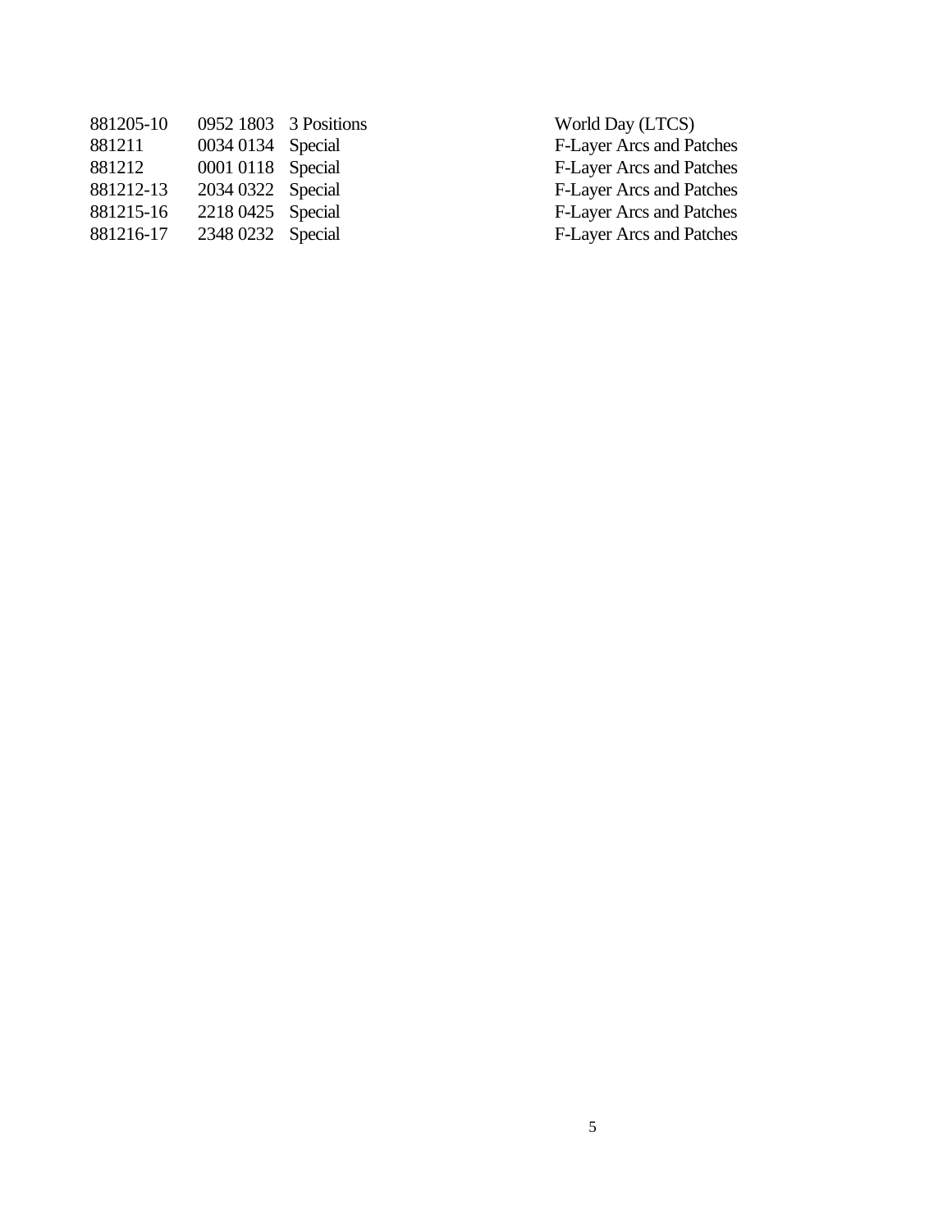| | | | | |
|---|---|---|---|---|
| 881205-10 | 0952 | 1803 | 3 Positions | World Day (LTCS) |
| 881211 | 0034 | 0134 | Special | F-Layer Arcs and Patches |
| 881212 | 0001 | 0118 | Special | F-Layer Arcs and Patches |
| 881212-13 | 2034 | 0322 | Special | F-Layer Arcs and Patches |
| 881215-16 | 2218 | 0425 | Special | F-Layer Arcs and Patches |
| 881216-17 | 2348 | 0232 | Special | F-Layer Arcs and Patches |